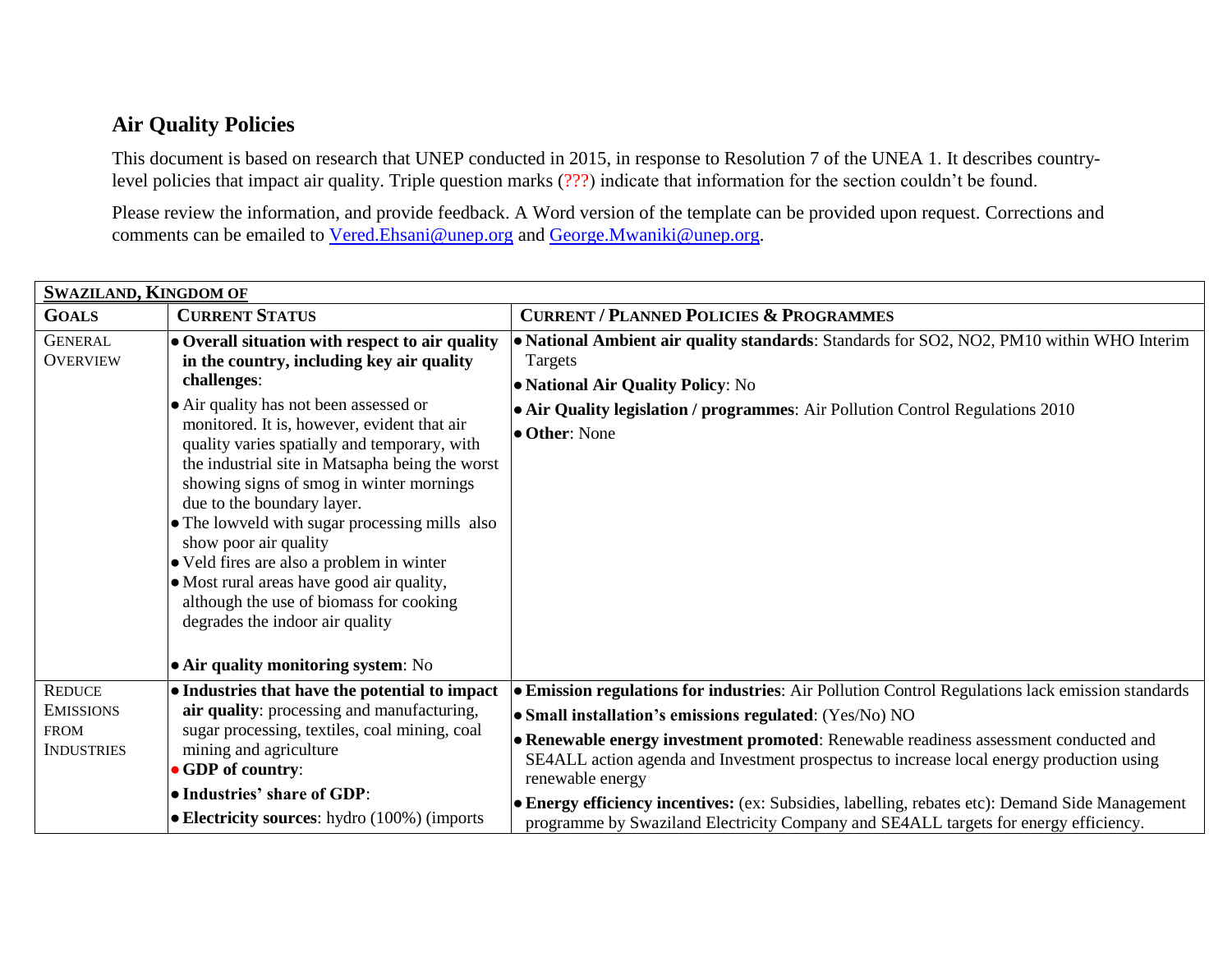## Air Quality Policies

This document is based on research that UNEP conducted in 2015, in response to Resolution 7 of the UNEA 1. It describes country-level policies that impact air quality. Triple question marks (???) indicate that information for the section couldn't be found.

Please review the information, and provide feedback. A Word version of the template can be provided upon request. Corrections and comments can be emailed to Vered.Ehsani@unep.org and George.Mwaniki@unep.org.

| **SWAZILAND, KINGDOM OF** | | |
|---|---|---|
| **GOALS** | **CURRENT STATUS** | **CURRENT / PLANNED POLICIES & PROGRAMMES** |
| GENERAL OVERVIEW | • **Overall situation with respect to air quality in the country, including key air quality challenges**:<br>• Air quality has not been assessed or monitored. It is, however, evident that air quality varies spatially and temporary, with the industrial site in Matsapha being the worst showing signs of smog in winter mornings due to the boundary layer.<br>• The lowveld with sugar processing mills also show poor air quality<br>• Veld fires are also a problem in winter<br>• Most rural areas have good air quality, although the use of biomass for cooking degrades the indoor air quality<br><br>• **Air quality monitoring system**: No | • **National Ambient air quality standards**: Standards for $SO_2$, $NO_2$, PM10 within WHO Interim Targets<br>• **National Air Quality Policy**: No<br>• **Air Quality legislation / programmes**: Air Pollution Control Regulations 2010<br>• **Other**: None |
| REDUCE EMISSIONS FROM INDUSTRIES | • **Industries that have the potential to impact air quality**: processing and manufacturing, sugar processing, textiles, coal mining, coal mining and agriculture<br>• **GDP of country**:<br>• **Industries' share of GDP**:<br>• **Electricity sources**: hydro (100%) (imports | • **Emission regulations for industries**: Air Pollution Control Regulations lack emission standards<br>• **Small installation's emissions regulated**: (Yes/No) NO<br>• **Renewable energy investment promoted**: Renewable readiness assessment conducted and SE4ALL action agenda and Investment prospectus to increase local energy production using renewable energy<br>• **Energy efficiency incentives:** (ex: Subsidies, labelling, rebates etc): Demand Side Management programme by Swaziland Electricity Company and SE4ALL targets for energy efficiency. |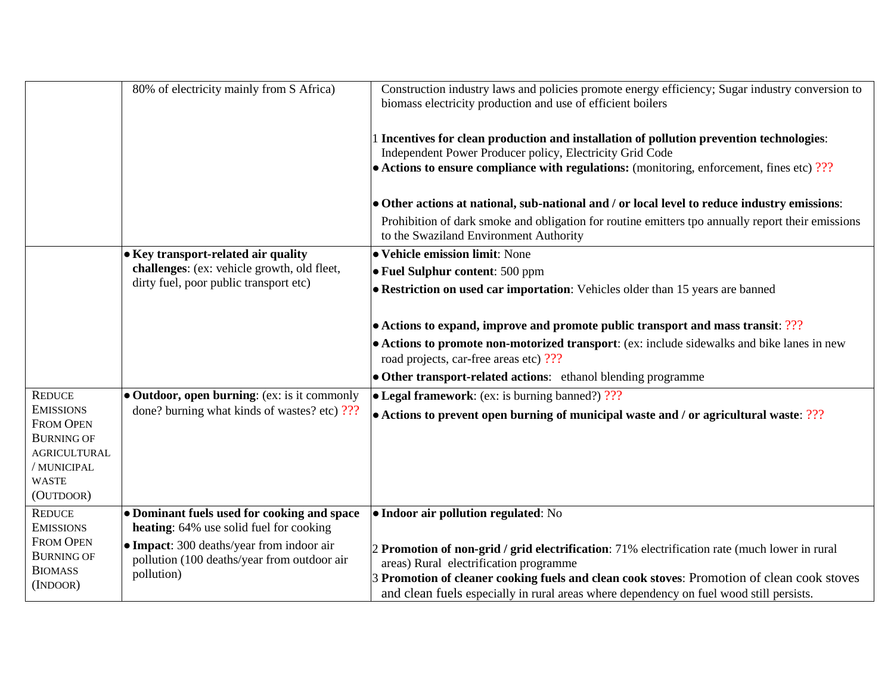| | | |
|---|---|---|
| | 80% of electricity mainly from S Africa) | Construction industry laws and policies promote energy efficiency; Sugar industry conversion to biomass electricity production and use of efficient boilers<br><br>1 **Incentives for clean production and installation of pollution prevention technologies**: Independent Power Producer policy, Electricity Grid Code<br>• **Actions to ensure compliance with regulations:** (monitoring, enforcement, fines etc) ???<br><br>• **Other actions at national, sub-national and / or local level to reduce industry emissions**: Prohibition of dark smoke and obligation for routine emitters tpo annually report their emissions to the Swaziland Environment Authority |
| | • **Key transport-related air quality challenges**: (ex: vehicle growth, old fleet, dirty fuel, poor public transport etc) | • **Vehicle emission limit**: None<br>• **Fuel Sulphur content**: 500 ppm<br>• **Restriction on used car importation**: Vehicles older than 15 years are banned<br><br>• **Actions to expand, improve and promote public transport and mass transit**: ???<br>• **Actions to promote non-motorized transport**: (ex: include sidewalks and bike lanes in new road projects, car-free areas etc) ???<br>• **Other transport-related actions**: ethanol blending programme |
| REDUCE EMISSIONS FROM OPEN BURNING OF AGRICULTURAL / MUNICIPAL WASTE (OUTDOOR) | • **Outdoor, open burning**: (ex: is it commonly done? burning what kinds of wastes? etc) ??? | • **Legal framework**: (ex: is burning banned?) ???<br>• **Actions to prevent open burning of municipal waste and / or agricultural waste**: ??? |
| REDUCE EMISSIONS FROM OPEN BURNING OF BIOMASS (INDOOR) | • **Dominant fuels used for cooking and space heating**: 64% use solid fuel for cooking<br>• **Impact**: 300 deaths/year from indoor air pollution (100 deaths/year from outdoor air pollution) | • **Indoor air pollution regulated**: No<br><br>2 **Promotion of non-grid / grid electrification**: 71% electrification rate (much lower in rural areas) Rural electrification programme<br>3 **Promotion of cleaner cooking fuels and clean cook stoves**: Promotion of clean cook stoves and clean fuels especially in rural areas where dependency on fuel wood still persists. |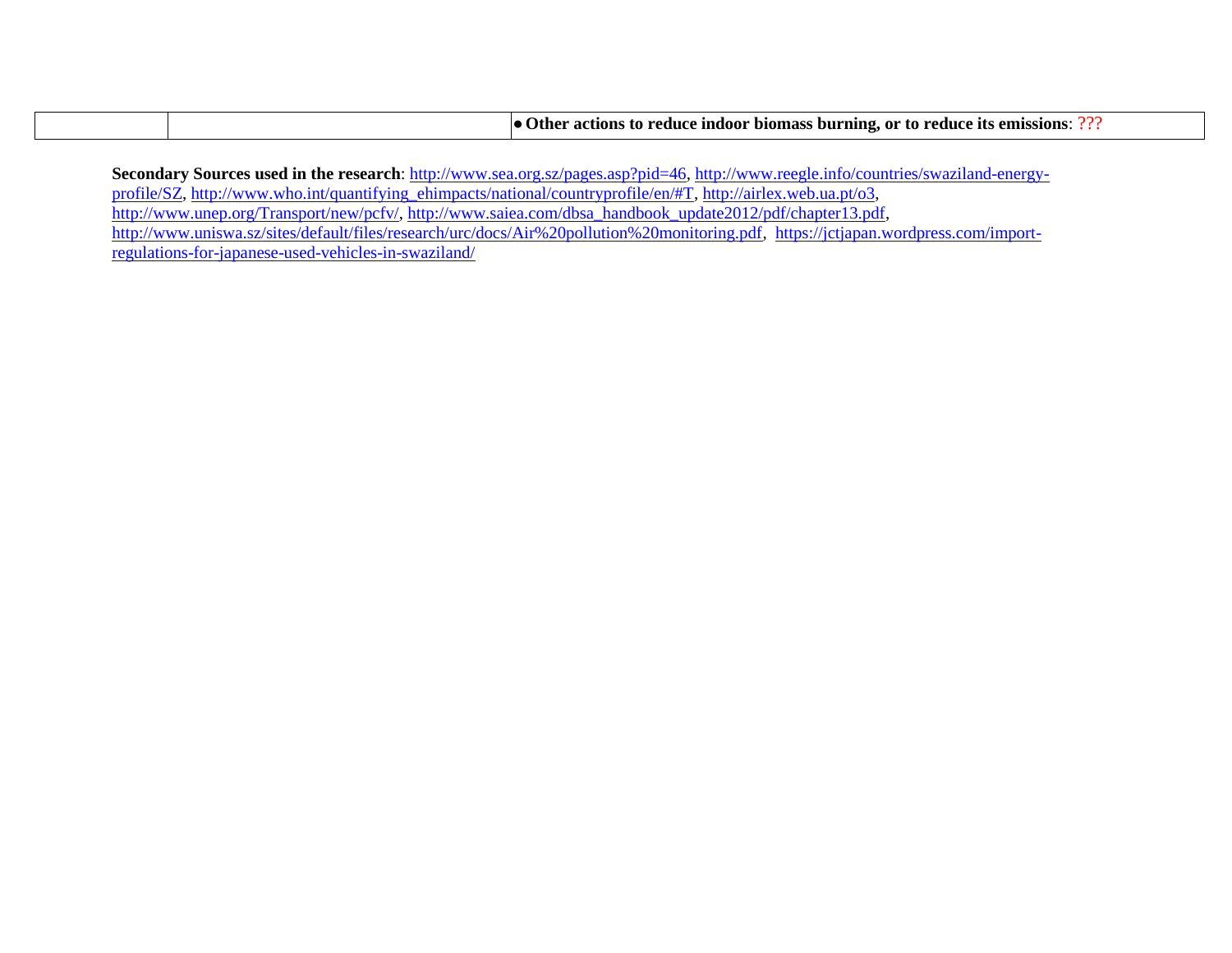| | | |
|---|---|---|
| | | • **Other actions to reduce indoor biomass burning, or to reduce its emissions**: ??? |

**Secondary Sources used in the research**: http://www.sea.org.sz/pages.asp?pid=46, http://www.reegle.info/countries/swaziland-energy-profile/SZ, http://www.who.int/quantifying_ehimpacts/national/countryprofile/en/#T, http://airlex.web.ua.pt/o3, http://www.unep.org/Transport/new/pcfv/, http://www.saiea.com/dbsa_handbook_update2012/pdf/chapter13.pdf, http://www.uniswa.sz/sites/default/files/research/urc/docs/Air%20pollution%20monitoring.pdf, https://jctjapan.wordpress.com/import-regulations-for-japanese-used-vehicles-in-swaziland/